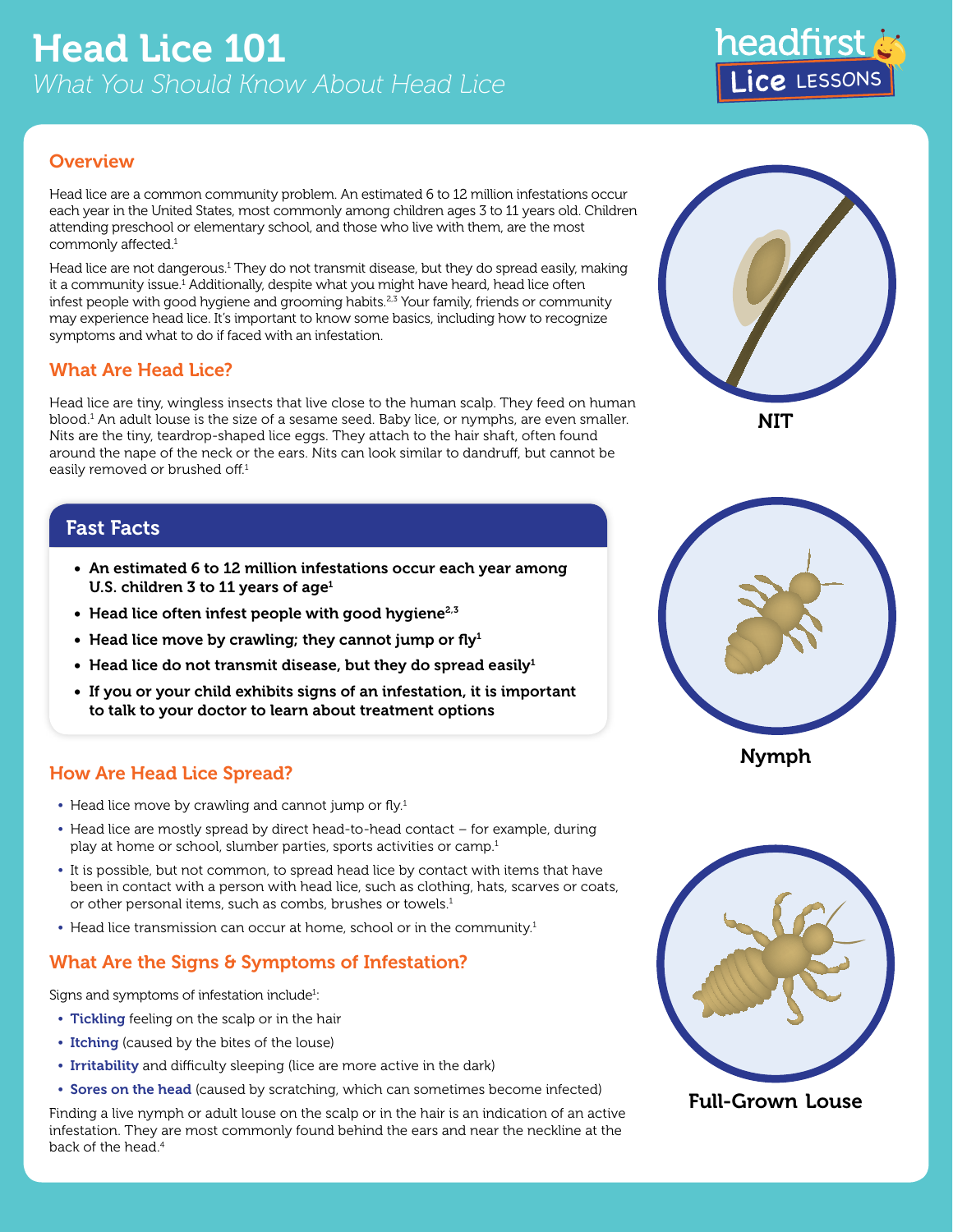# Head Lice 101

*What You Should Know About Head Lice*

headfirst Lice LESSONS

## Overview

Head lice are a common community problem. An estimated 6 to 12 million infestations occur each year in the United States, most commonly among children ages 3 to 11 years old. Children attending preschool or elementary school, and those who live with them, are the most commonly affected.[1]

Head lice are not dangerous.[1] They do not transmit disease, but they do spread easily, making it a community issue.[1] Additionally, despite what you might have heard, head lice often infest people with good hygiene and grooming habits.[2,3] Your family, friends or community may experience head lice. It's important to know some basics, including how to recognize symptoms and what to do if faced with an infestation.

## What Are Head Lice?

Head lice are tiny, wingless insects that live close to the human scalp. They feed on human blood.[1] An adult louse is the size of a sesame seed. Baby lice, or nymphs, are even smaller. Nits are the tiny, teardrop-shaped lice eggs. They attach to the hair shaft, often found around the nape of the neck or the ears. Nits can look similar to dandruff, but cannot be easily removed or brushed off.[1]

NIT

Nymph

Full-Grown Louse

### Fast Facts

- **An estimated 6 to 12 million infestations occur each year among U.S. children 3 to 11 years of age[1]**
- **Head lice often infest people with good hygiene[2,3]**
- **Head lice move by crawling; they cannot jump or fly[1]**
- **Head lice do not transmit disease, but they do spread easily[1]**
- **If you or your child exhibits signs of an infestation, it is important to talk to your doctor to learn about treatment options**

## How Are Head Lice Spread?

- Head lice move by crawling and cannot jump or fly.[1]
- Head lice are mostly spread by direct head-to-head contact – for example, during play at home or school, slumber parties, sports activities or camp.[1]
- It is possible, but not common, to spread head lice by contact with items that have been in contact with a person with head lice, such as clothing, hats, scarves or coats, or other personal items, such as combs, brushes or towels.[1]
- Head lice transmission can occur at home, school or in the community.[1]

## What Are the Signs & Symptoms of Infestation?

Signs and symptoms of infestation include[1]:

- **Tickling** feeling on the scalp or in the hair
- **Itching** (caused by the bites of the louse)
- **Irritability** and difficulty sleeping (lice are more active in the dark)
- **Sores on the head** (caused by scratching, which can sometimes become infected)

Finding a live nymph or adult louse on the scalp or in the hair is an indication of an active infestation. They are most commonly found behind the ears and near the neckline at the back of the head.[4]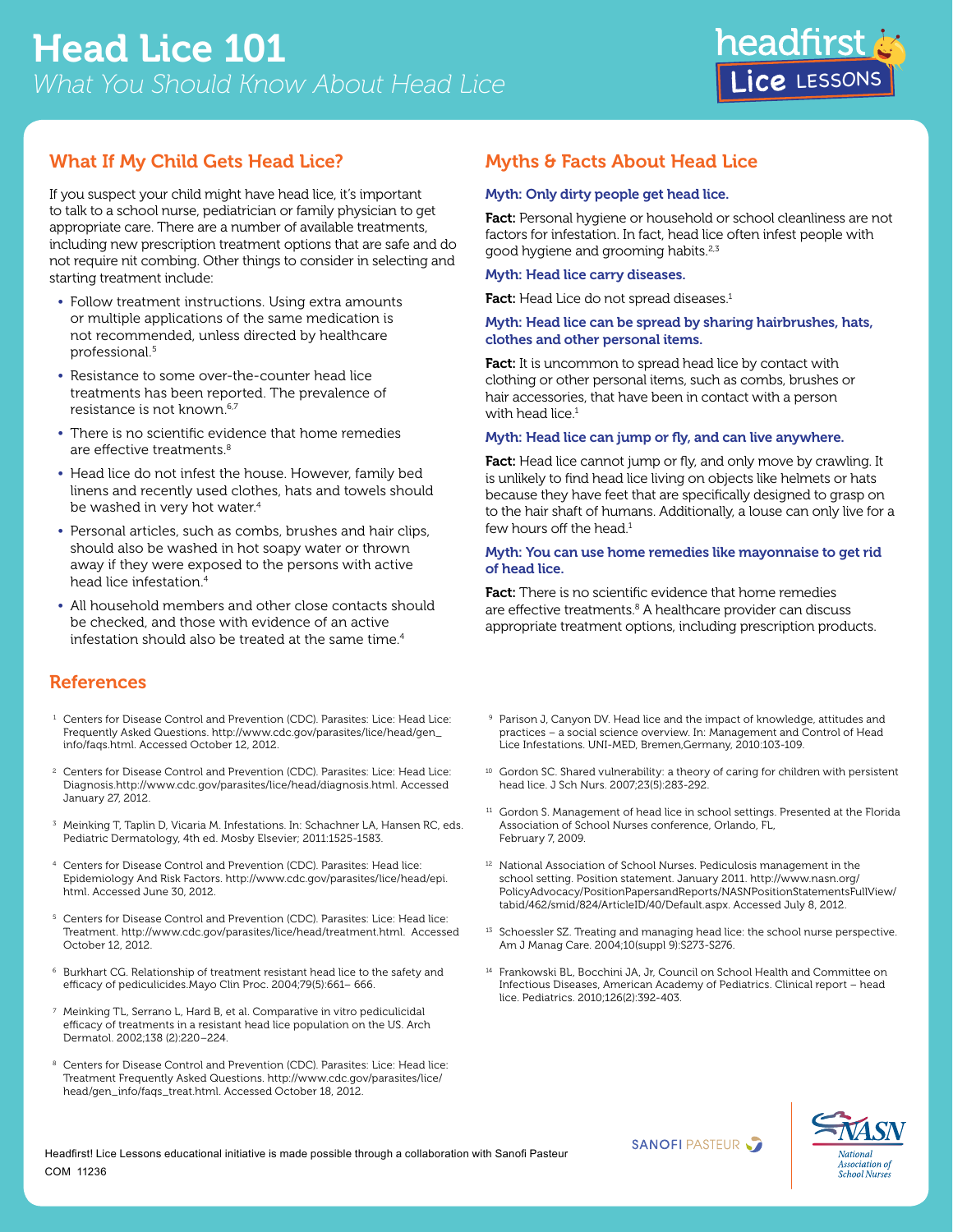# Head Lice 101

*What You Should Know About Head Lice*

headfirst Lice LESSONS

## What If My Child Gets Head Lice?

If you suspect your child might have head lice, it's important to talk to a school nurse, pediatrician or family physician to get appropriate care. There are a number of available treatments, including new prescription treatment options that are safe and do not require nit combing. Other things to consider in selecting and starting treatment include:

- Follow treatment instructions. Using extra amounts or multiple applications of the same medication is not recommended, unless directed by healthcare professional.[5]
- Resistance to some over-the-counter head lice treatments has been reported. The prevalence of resistance is not known.[6,7]
- There is no scientific evidence that home remedies are effective treatments.[8]
- Head lice do not infest the house. However, family bed linens and recently used clothes, hats and towels should be washed in very hot water.[4]
- Personal articles, such as combs, brushes and hair clips, should also be washed in hot soapy water or thrown away if they were exposed to the persons with active head lice infestation.[4]
- All household members and other close contacts should be checked, and those with evidence of an active infestation should also be treated at the same time.[4]

## Myths & Facts About Head Lice

**Myth: Only dirty people get head lice.**

**Fact:** Personal hygiene or household or school cleanliness are not factors for infestation. In fact, head lice often infest people with good hygiene and grooming habits.[2,3]

**Myth: Head lice carry diseases.**

**Fact:** Head Lice do not spread diseases.[1]

**Myth: Head lice can be spread by sharing hairbrushes, hats, clothes and other personal items.**

**Fact:** It is uncommon to spread head lice by contact with clothing or other personal items, such as combs, brushes or hair accessories, that have been in contact with a person with head lice.[1]

**Myth: Head lice can jump or fly, and can live anywhere.**

**Fact:** Head lice cannot jump or fly, and only move by crawling. It is unlikely to find head lice living on objects like helmets or hats because they have feet that are specifically designed to grasp on to the hair shaft of humans. Additionally, a louse can only live for a few hours off the head.[1]

**Myth: You can use home remedies like mayonnaise to get rid of head lice.**

**Fact:** There is no scientific evidence that home remedies are effective treatments.[8] A healthcare provider can discuss appropriate treatment options, including prescription products.

## References

1. Centers for Disease Control and Prevention (CDC). Parasites: Lice: Head Lice: Frequently Asked Questions. http://www.cdc.gov/parasites/lice/head/gen_info/faqs.html. Accessed October 12, 2012.
2. Centers for Disease Control and Prevention (CDC). Parasites: Lice: Head Lice: Diagnosis.http://www.cdc.gov/parasites/lice/head/diagnosis.html. Accessed January 27, 2012.
3. Meinking T, Taplin D, Vicaria M. Infestations. In: Schachner LA, Hansen RC, eds. Pediatric Dermatology, 4th ed. Mosby Elsevier; 2011:1525-1583.
4. Centers for Disease Control and Prevention (CDC). Parasites: Head lice: Epidemiology And Risk Factors. http://www.cdc.gov/parasites/lice/head/epi.html. Accessed June 30, 2012.
5. Centers for Disease Control and Prevention (CDC). Parasites: Lice: Head lice: Treatment. http://www.cdc.gov/parasites/lice/head/treatment.html. Accessed October 12, 2012.
6. Burkhart CG. Relationship of treatment resistant head lice to the safety and efficacy of pediculicides.Mayo Clin Proc. 2004;79(5):661– 666.
7. Meinking TL, Serrano L, Hard B, et al. Comparative in vitro pediculicidal efficacy of treatments in a resistant head lice population on the US. Arch Dermatol. 2002;138 (2):220–224.
8. Centers for Disease Control and Prevention (CDC). Parasites: Lice: Head lice: Treatment Frequently Asked Questions. http://www.cdc.gov/parasites/lice/head/gen_info/faqs_treat.html. Accessed October 18, 2012.
9. Parison J, Canyon DV. Head lice and the impact of knowledge, attitudes and practices – a social science overview. In: Management and Control of Head Lice Infestations. UNI-MED, Bremen,Germany, 2010:103-109.
10. Gordon SC. Shared vulnerability: a theory of caring for children with persistent head lice. J Sch Nurs. 2007;23(5):283-292.
11. Gordon S. Management of head lice in school settings. Presented at the Florida Association of School Nurses conference, Orlando, FL, February 7, 2009.
12. National Association of School Nurses. Pediculosis management in the school setting. Position statement. January 2011. http://www.nasn.org/PolicyAdvocacy/PositionPapersandReports/NASNPositionStatementsFullView/tabid/462/smid/824/ArticleID/40/Default.aspx. Accessed July 8, 2012.
13. Schoessler SZ. Treating and managing head lice: the school nurse perspective. Am J Manag Care. 2004;10(suppl 9):S273-S276.
14. Frankowski BL, Bocchini JA, Jr, Council on School Health and Committee on Infectious Diseases, American Academy of Pediatrics. Clinical report – head lice. Pediatrics. 2010;126(2):392-403.

Headfirst! Lice Lessons educational initiative is made possible through a collaboration with Sanofi Pasteur

COM 11236

SANOFI PASTEUR

NASN National Association of School Nurses